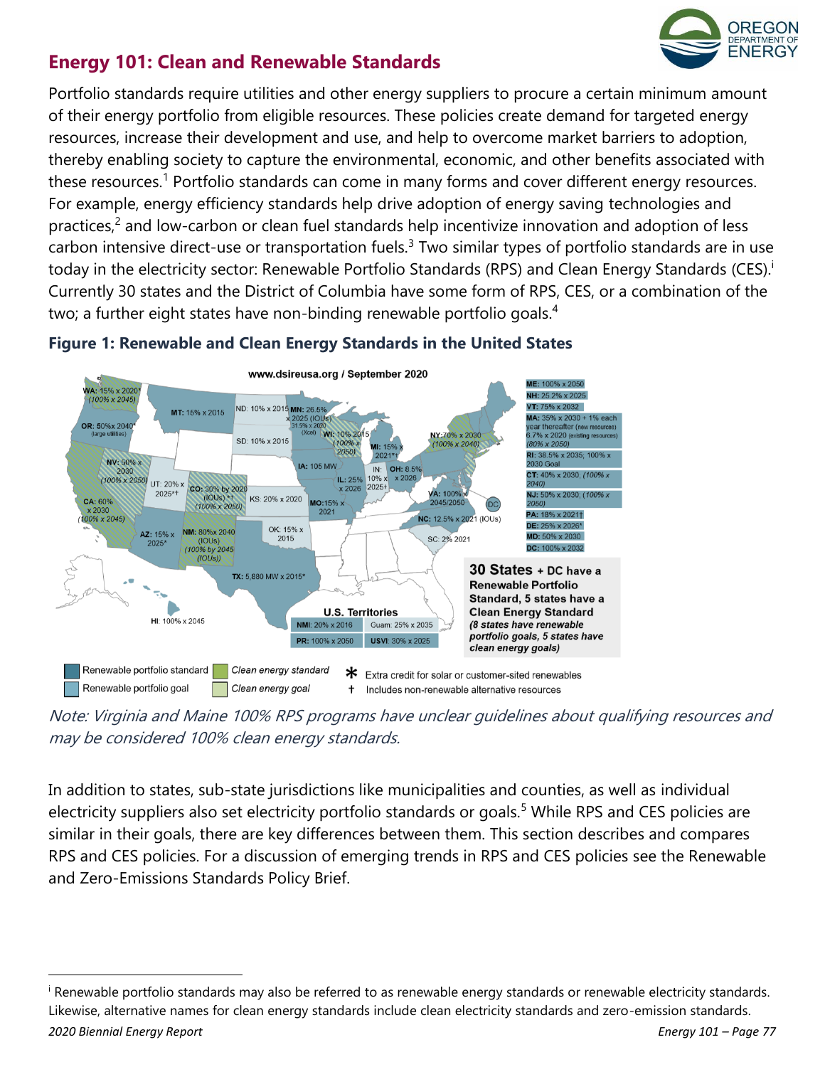## Energy 101: Clean and Renewable Standards

Portfolio standards require utilities and other energy suppliers to procure a certain minimum amount of their energy portfolio from eligible resources. These policies create demand for targeted energy resources, increase their development and use, and help to overcome market barriers to adoption, thereby enabling society to capture the environmental, economic, and other benefits associated with these resources.[1] Portfolio standards can come in many forms and cover different energy resources. For example, energy efficiency standards help drive adoption of energy saving technologies and practices,[2] and low-carbon or clean fuel standards help incentivize innovation and adoption of less carbon intensive direct-use or transportation fuels.[3] Two similar types of portfolio standards are in use today in the electricity sector: Renewable Portfolio Standards (RPS) and Clean Energy Standards (CES).[i] Currently 30 states and the District of Columbia have some form of RPS, CES, or a combination of the two; a further eight states have non-binding renewable portfolio goals.[4]

**Figure 1: Renewable and Clean Energy Standards in the United States**

*Note: Virginia and Maine 100% RPS programs have unclear guidelines about qualifying resources and may be considered 100% clean energy standards.*

In addition to states, sub-state jurisdictions like municipalities and counties, as well as individual electricity suppliers also set electricity portfolio standards or goals.[5] While RPS and CES policies are similar in their goals, there are key differences between them. This section describes and compares RPS and CES policies. For a discussion of emerging trends in RPS and CES policies see the Renewable and Zero-Emissions Standards Policy Brief.

---

[i] Renewable portfolio standards may also be referred to as renewable energy standards or renewable electricity standards. Likewise, alternative names for clean energy standards include clean electricity standards and zero-emission standards.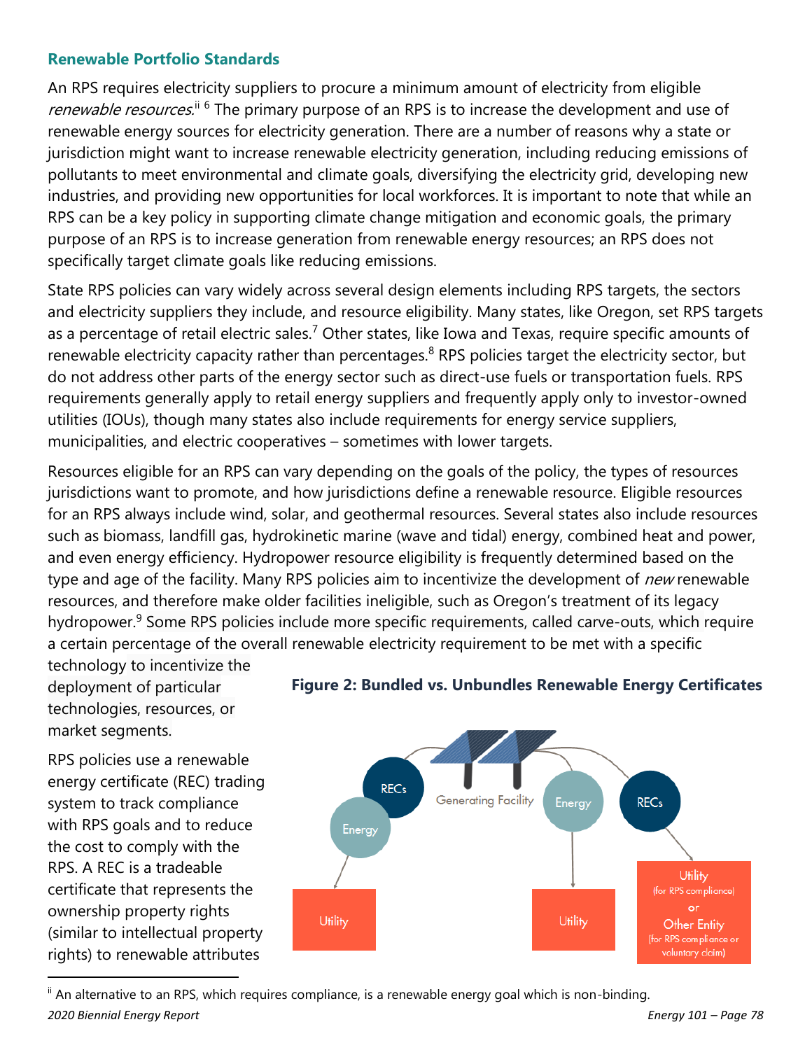### Renewable Portfolio Standards

An RPS requires electricity suppliers to procure a minimum amount of electricity from eligible *renewable resources*.[ii] [6] The primary purpose of an RPS is to increase the development and use of renewable energy sources for electricity generation. There are a number of reasons why a state or jurisdiction might want to increase renewable electricity generation, including reducing emissions of pollutants to meet environmental and climate goals, diversifying the electricity grid, developing new industries, and providing new opportunities for local workforces. It is important to note that while an RPS can be a key policy in supporting climate change mitigation and economic goals, the primary purpose of an RPS is to increase generation from renewable energy resources; an RPS does not specifically target climate goals like reducing emissions.

State RPS policies can vary widely across several design elements including RPS targets, the sectors and electricity suppliers they include, and resource eligibility. Many states, like Oregon, set RPS targets as a percentage of retail electric sales.[7] Other states, like Iowa and Texas, require specific amounts of renewable electricity capacity rather than percentages.[8] RPS policies target the electricity sector, but do not address other parts of the energy sector such as direct-use fuels or transportation fuels. RPS requirements generally apply to retail energy suppliers and frequently apply only to investor-owned utilities (IOUs), though many states also include requirements for energy service suppliers, municipalities, and electric cooperatives – sometimes with lower targets.

Resources eligible for an RPS can vary depending on the goals of the policy, the types of resources jurisdictions want to promote, and how jurisdictions define a renewable resource. Eligible resources for an RPS always include wind, solar, and geothermal resources. Several states also include resources such as biomass, landfill gas, hydrokinetic marine (wave and tidal) energy, combined heat and power, and even energy efficiency. Hydropower resource eligibility is frequently determined based on the type and age of the facility. Many RPS policies aim to incentivize the development of *new* renewable resources, and therefore make older facilities ineligible, such as Oregon's treatment of its legacy hydropower.[9] Some RPS policies include more specific requirements, called carve-outs, which require a certain percentage of the overall renewable electricity requirement to be met with a specific technology to incentivize the deployment of particular technologies, resources, or market segments.

**Figure 2: Bundled vs. Unbundles Renewable Energy Certificates**

RPS policies use a renewable energy certificate (REC) trading system to track compliance with RPS goals and to reduce the cost to comply with the RPS. A REC is a tradeable certificate that represents the ownership property rights (similar to intellectual property rights) to renewable attributes

[ii] An alternative to an RPS, which requires compliance, is a renewable energy goal which is non-binding.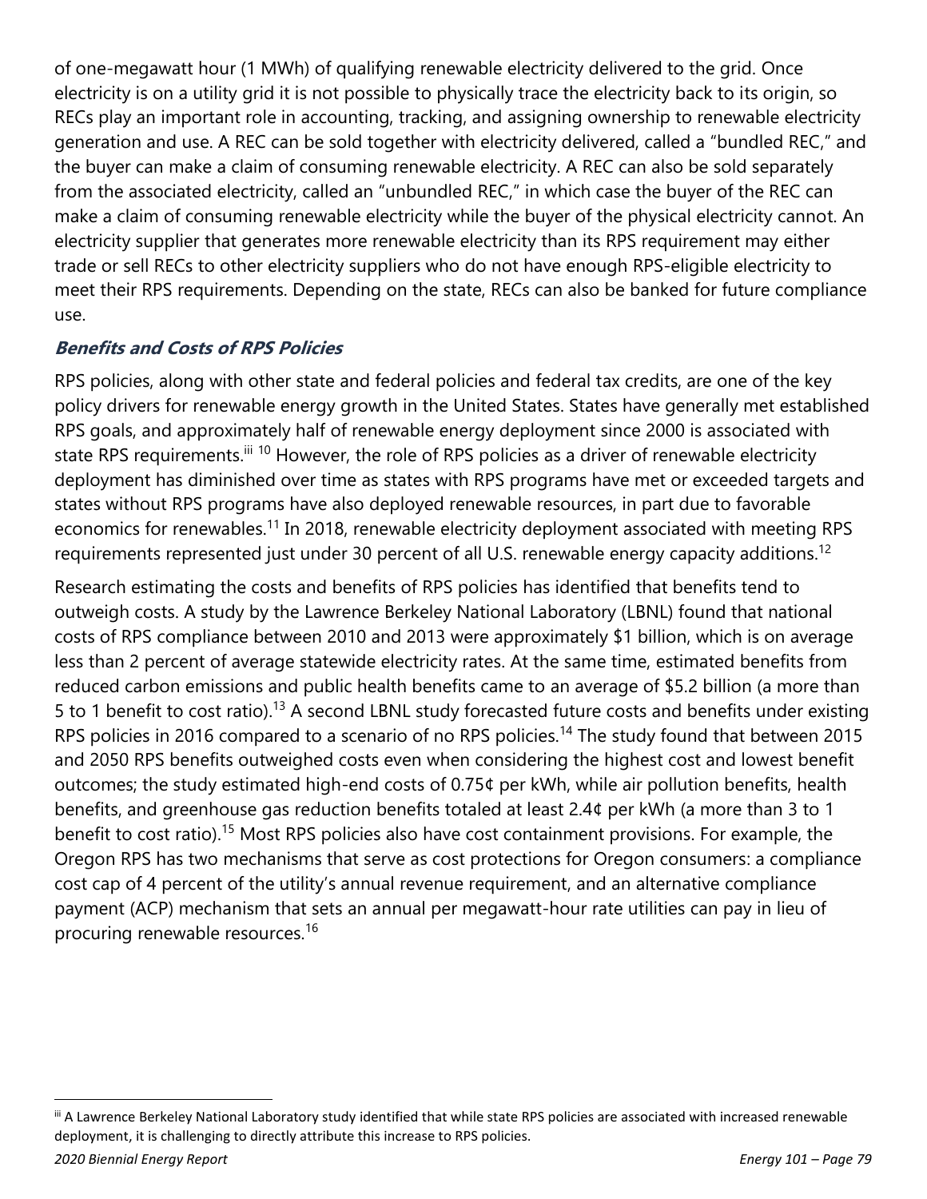of one-megawatt hour (1 MWh) of qualifying renewable electricity delivered to the grid. Once electricity is on a utility grid it is not possible to physically trace the electricity back to its origin, so RECs play an important role in accounting, tracking, and assigning ownership to renewable electricity generation and use. A REC can be sold together with electricity delivered, called a "bundled REC," and the buyer can make a claim of consuming renewable electricity. A REC can also be sold separately from the associated electricity, called an "unbundled REC," in which case the buyer of the REC can make a claim of consuming renewable electricity while the buyer of the physical electricity cannot. An electricity supplier that generates more renewable electricity than its RPS requirement may either trade or sell RECs to other electricity suppliers who do not have enough RPS-eligible electricity to meet their RPS requirements. Depending on the state, RECs can also be banked for future compliance use.

### *Benefits and Costs of RPS Policies*

RPS policies, along with other state and federal policies and federal tax credits, are one of the key policy drivers for renewable energy growth in the United States. States have generally met established RPS goals, and approximately half of renewable energy deployment since 2000 is associated with state RPS requirements.[iii] [10] However, the role of RPS policies as a driver of renewable electricity deployment has diminished over time as states with RPS programs have met or exceeded targets and states without RPS programs have also deployed renewable resources, in part due to favorable economics for renewables.[11] In 2018, renewable electricity deployment associated with meeting RPS requirements represented just under 30 percent of all U.S. renewable energy capacity additions.[12]

Research estimating the costs and benefits of RPS policies has identified that benefits tend to outweigh costs. A study by the Lawrence Berkeley National Laboratory (LBNL) found that national costs of RPS compliance between 2010 and 2013 were approximately $1 billion, which is on average less than 2 percent of average statewide electricity rates. At the same time, estimated benefits from reduced carbon emissions and public health benefits came to an average of $5.2 billion (a more than 5 to 1 benefit to cost ratio).[13] A second LBNL study forecasted future costs and benefits under existing RPS policies in 2016 compared to a scenario of no RPS policies.[14] The study found that between 2015 and 2050 RPS benefits outweighed costs even when considering the highest cost and lowest benefit outcomes; the study estimated high-end costs of 0.75¢ per kWh, while air pollution benefits, health benefits, and greenhouse gas reduction benefits totaled at least 2.4¢ per kWh (a more than 3 to 1 benefit to cost ratio).[15] Most RPS policies also have cost containment provisions. For example, the Oregon RPS has two mechanisms that serve as cost protections for Oregon consumers: a compliance cost cap of 4 percent of the utility's annual revenue requirement, and an alternative compliance payment (ACP) mechanism that sets an annual per megawatt-hour rate utilities can pay in lieu of procuring renewable resources.[16]

[iii] A Lawrence Berkeley National Laboratory study identified that while state RPS policies are associated with increased renewable deployment, it is challenging to directly attribute this increase to RPS policies.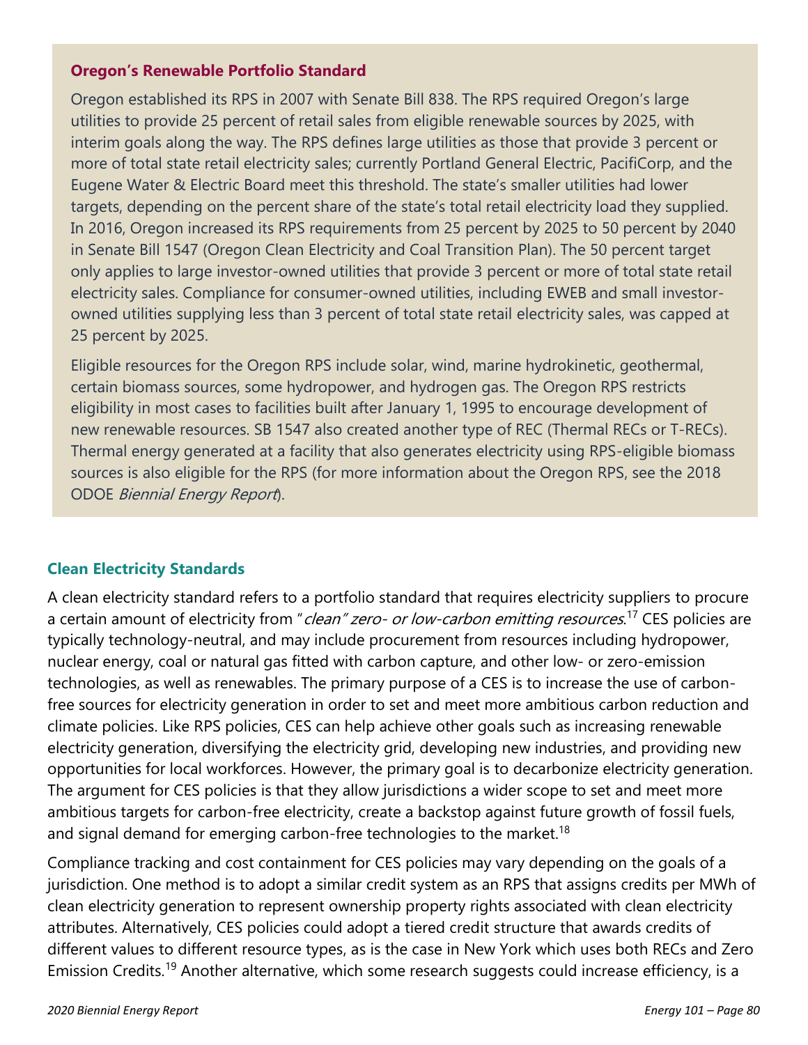### Oregon's Renewable Portfolio Standard

Oregon established its RPS in 2007 with Senate Bill 838. The RPS required Oregon's large utilities to provide 25 percent of retail sales from eligible renewable sources by 2025, with interim goals along the way. The RPS defines large utilities as those that provide 3 percent or more of total state retail electricity sales; currently Portland General Electric, PacifiCorp, and the Eugene Water & Electric Board meet this threshold. The state's smaller utilities had lower targets, depending on the percent share of the state's total retail electricity load they supplied. In 2016, Oregon increased its RPS requirements from 25 percent by 2025 to 50 percent by 2040 in Senate Bill 1547 (Oregon Clean Electricity and Coal Transition Plan). The 50 percent target only applies to large investor-owned utilities that provide 3 percent or more of total state retail electricity sales. Compliance for consumer-owned utilities, including EWEB and small investor-owned utilities supplying less than 3 percent of total state retail electricity sales, was capped at 25 percent by 2025.

Eligible resources for the Oregon RPS include solar, wind, marine hydrokinetic, geothermal, certain biomass sources, some hydropower, and hydrogen gas. The Oregon RPS restricts eligibility in most cases to facilities built after January 1, 1995 to encourage development of new renewable resources. SB 1547 also created another type of REC (Thermal RECs or T-RECs). Thermal energy generated at a facility that also generates electricity using RPS-eligible biomass sources is also eligible for the RPS (for more information about the Oregon RPS, see the 2018 ODOE *Biennial Energy Report*).

### Clean Electricity Standards

A clean electricity standard refers to a portfolio standard that requires electricity suppliers to procure a certain amount of electricity from "*clean" zero- or low-carbon emitting resources*.[17] CES policies are typically technology-neutral, and may include procurement from resources including hydropower, nuclear energy, coal or natural gas fitted with carbon capture, and other low- or zero-emission technologies, as well as renewables. The primary purpose of a CES is to increase the use of carbon-free sources for electricity generation in order to set and meet more ambitious carbon reduction and climate policies. Like RPS policies, CES can help achieve other goals such as increasing renewable electricity generation, diversifying the electricity grid, developing new industries, and providing new opportunities for local workforces. However, the primary goal is to decarbonize electricity generation. The argument for CES policies is that they allow jurisdictions a wider scope to set and meet more ambitious targets for carbon-free electricity, create a backstop against future growth of fossil fuels, and signal demand for emerging carbon-free technologies to the market.[18]

Compliance tracking and cost containment for CES policies may vary depending on the goals of a jurisdiction. One method is to adopt a similar credit system as an RPS that assigns credits per MWh of clean electricity generation to represent ownership property rights associated with clean electricity attributes. Alternatively, CES policies could adopt a tiered credit structure that awards credits of different values to different resource types, as is the case in New York which uses both RECs and Zero Emission Credits.[19] Another alternative, which some research suggests could increase efficiency, is a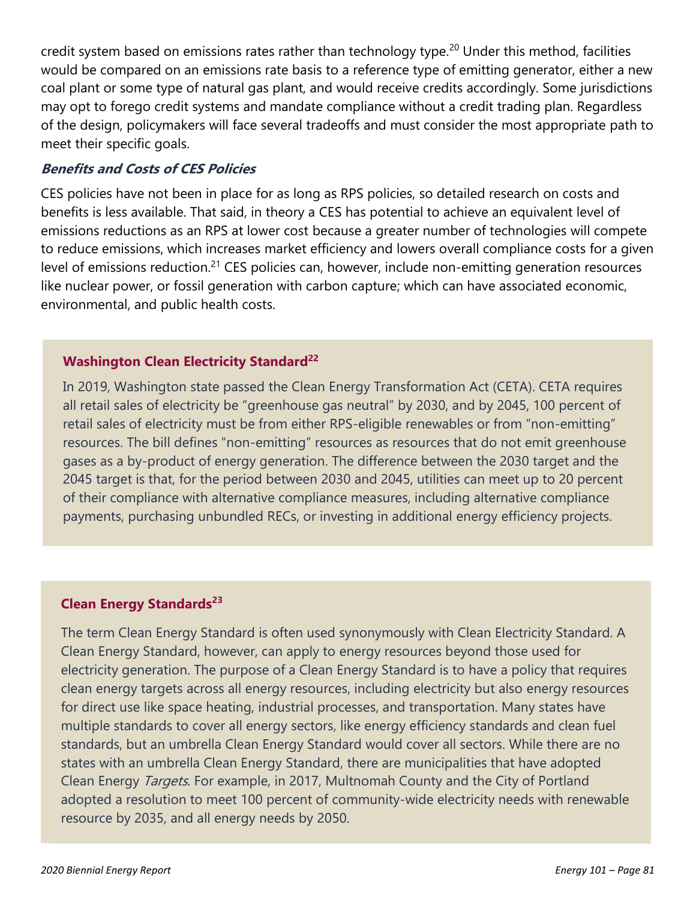credit system based on emissions rates rather than technology type.[20] Under this method, facilities would be compared on an emissions rate basis to a reference type of emitting generator, either a new coal plant or some type of natural gas plant, and would receive credits accordingly. Some jurisdictions may opt to forego credit systems and mandate compliance without a credit trading plan. Regardless of the design, policymakers will face several tradeoffs and must consider the most appropriate path to meet their specific goals.

### ***Benefits and Costs of CES Policies***

CES policies have not been in place for as long as RPS policies, so detailed research on costs and benefits is less available. That said, in theory a CES has potential to achieve an equivalent level of emissions reductions as an RPS at lower cost because a greater number of technologies will compete to reduce emissions, which increases market efficiency and lowers overall compliance costs for a given level of emissions reduction.[21] CES policies can, however, include non-emitting generation resources like nuclear power, or fossil generation with carbon capture; which can have associated economic, environmental, and public health costs.

#### **Washington Clean Electricity Standard[22]**

In 2019, Washington state passed the Clean Energy Transformation Act (CETA). CETA requires all retail sales of electricity be "greenhouse gas neutral" by 2030, and by 2045, 100 percent of retail sales of electricity must be from either RPS-eligible renewables or from "non-emitting" resources. The bill defines "non-emitting" resources as resources that do not emit greenhouse gases as a by-product of energy generation. The difference between the 2030 target and the 2045 target is that, for the period between 2030 and 2045, utilities can meet up to 20 percent of their compliance with alternative compliance measures, including alternative compliance payments, purchasing unbundled RECs, or investing in additional energy efficiency projects.

#### **Clean Energy Standards[23]**

The term Clean Energy Standard is often used synonymously with Clean Electricity Standard. A Clean Energy Standard, however, can apply to energy resources beyond those used for electricity generation. The purpose of a Clean Energy Standard is to have a policy that requires clean energy targets across all energy resources, including electricity but also energy resources for direct use like space heating, industrial processes, and transportation. Many states have multiple standards to cover all energy sectors, like energy efficiency standards and clean fuel standards, but an umbrella Clean Energy Standard would cover all sectors. While there are no states with an umbrella Clean Energy Standard, there are municipalities that have adopted Clean Energy *Targets*. For example, in 2017, Multnomah County and the City of Portland adopted a resolution to meet 100 percent of community-wide electricity needs with renewable resource by 2035, and all energy needs by 2050.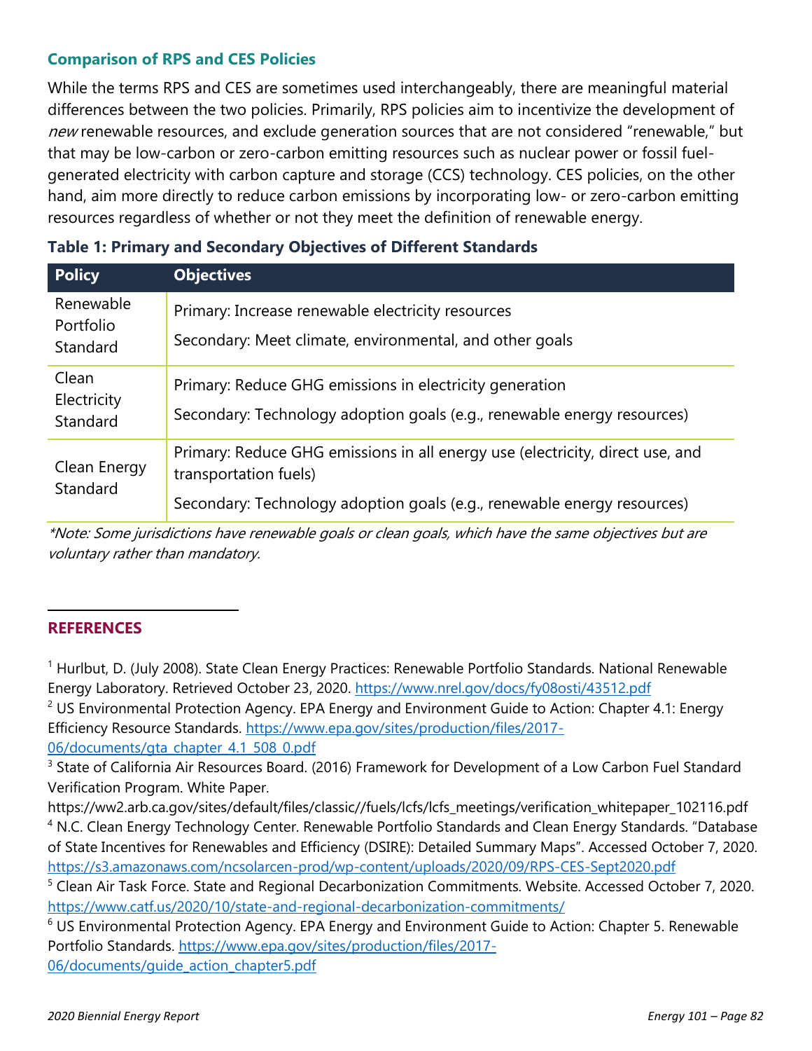### Comparison of RPS and CES Policies

While the terms RPS and CES are sometimes used interchangeably, there are meaningful material differences between the two policies. Primarily, RPS policies aim to incentivize the development of *new* renewable resources, and exclude generation sources that are not considered "renewable," but that may be low-carbon or zero-carbon emitting resources such as nuclear power or fossil fuel-generated electricity with carbon capture and storage (CCS) technology. CES policies, on the other hand, aim more directly to reduce carbon emissions by incorporating low- or zero-carbon emitting resources regardless of whether or not they meet the definition of renewable energy.

**Table 1: Primary and Secondary Objectives of Different Standards**

| Policy | Objectives |
|---|---|
| Renewable Portfolio Standard | Primary: Increase renewable electricity resources<br>Secondary: Meet climate, environmental, and other goals |
| Clean Electricity Standard | Primary: Reduce GHG emissions in electricity generation<br>Secondary: Technology adoption goals (e.g., renewable energy resources) |
| Clean Energy Standard | Primary: Reduce GHG emissions in all energy use (electricity, direct use, and transportation fuels)<br>Secondary: Technology adoption goals (e.g., renewable energy resources) |

*\*Note: Some jurisdictions have renewable goals or clean goals, which have the same objectives but are voluntary rather than mandatory.*

---

## REFERENCES

[1] Hurlbut, D. (July 2008). State Clean Energy Practices: Renewable Portfolio Standards. National Renewable Energy Laboratory. Retrieved October 23, 2020. https://www.nrel.gov/docs/fy08osti/43512.pdf

[2] US Environmental Protection Agency. EPA Energy and Environment Guide to Action: Chapter 4.1: Energy Efficiency Resource Standards. https://www.epa.gov/sites/production/files/2017-06/documents/gta_chapter_4.1_508_0.pdf

[3] State of California Air Resources Board. (2016) Framework for Development of a Low Carbon Fuel Standard Verification Program. White Paper. https://ww2.arb.ca.gov/sites/default/files/classic//fuels/lcfs/lcfs_meetings/verification_whitepaper_102116.pdf

[4] N.C. Clean Energy Technology Center. Renewable Portfolio Standards and Clean Energy Standards. "Database of State Incentives for Renewables and Efficiency (DSIRE): Detailed Summary Maps". Accessed October 7, 2020. https://s3.amazonaws.com/ncsolarcen-prod/wp-content/uploads/2020/09/RPS-CES-Sept2020.pdf

[5] Clean Air Task Force. State and Regional Decarbonization Commitments. Website. Accessed October 7, 2020. https://www.catf.us/2020/10/state-and-regional-decarbonization-commitments/

[6] US Environmental Protection Agency. EPA Energy and Environment Guide to Action: Chapter 5. Renewable Portfolio Standards. https://www.epa.gov/sites/production/files/2017-06/documents/guide_action_chapter5.pdf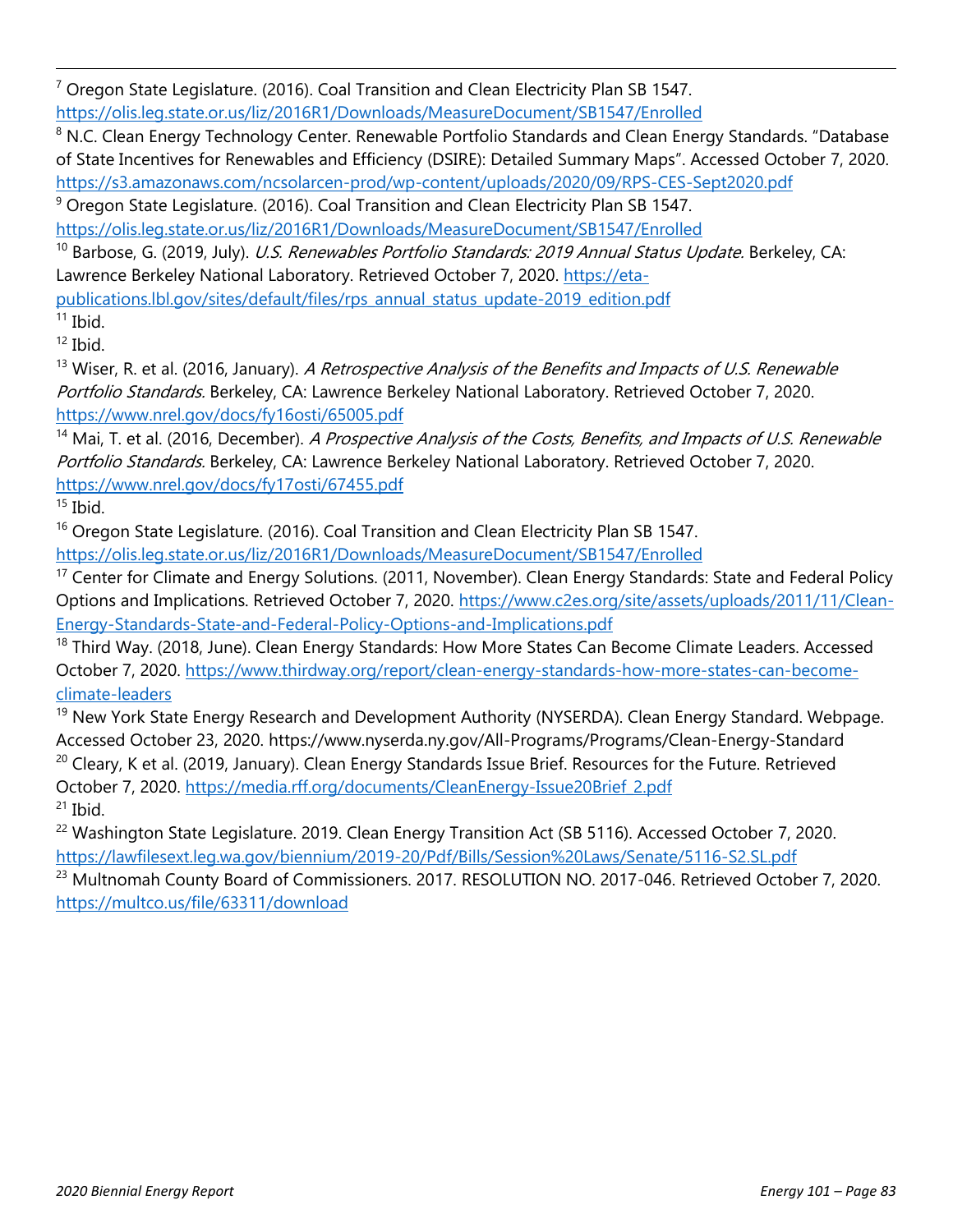[7] Oregon State Legislature. (2016). Coal Transition and Clean Electricity Plan SB 1547. https://olis.leg.state.or.us/liz/2016R1/Downloads/MeasureDocument/SB1547/Enrolled

[8] N.C. Clean Energy Technology Center. Renewable Portfolio Standards and Clean Energy Standards. "Database of State Incentives for Renewables and Efficiency (DSIRE): Detailed Summary Maps". Accessed October 7, 2020. https://s3.amazonaws.com/ncsolarcen-prod/wp-content/uploads/2020/09/RPS-CES-Sept2020.pdf

[9] Oregon State Legislature. (2016). Coal Transition and Clean Electricity Plan SB 1547. https://olis.leg.state.or.us/liz/2016R1/Downloads/MeasureDocument/SB1547/Enrolled

[10] Barbose, G. (2019, July). *U.S. Renewables Portfolio Standards: 2019 Annual Status Update.* Berkeley, CA: Lawrence Berkeley National Laboratory. Retrieved October 7, 2020. https://eta-publications.lbl.gov/sites/default/files/rps_annual_status_update-2019_edition.pdf

[11] Ibid.

[12] Ibid.

[13] Wiser, R. et al. (2016, January). *A Retrospective Analysis of the Benefits and Impacts of U.S. Renewable Portfolio Standards.* Berkeley, CA: Lawrence Berkeley National Laboratory. Retrieved October 7, 2020. https://www.nrel.gov/docs/fy16osti/65005.pdf

[14] Mai, T. et al. (2016, December). *A Prospective Analysis of the Costs, Benefits, and Impacts of U.S. Renewable Portfolio Standards.* Berkeley, CA: Lawrence Berkeley National Laboratory. Retrieved October 7, 2020. https://www.nrel.gov/docs/fy17osti/67455.pdf

[15] Ibid.

[16] Oregon State Legislature. (2016). Coal Transition and Clean Electricity Plan SB 1547. https://olis.leg.state.or.us/liz/2016R1/Downloads/MeasureDocument/SB1547/Enrolled

[17] Center for Climate and Energy Solutions. (2011, November). Clean Energy Standards: State and Federal Policy Options and Implications. Retrieved October 7, 2020. https://www.c2es.org/site/assets/uploads/2011/11/Clean-Energy-Standards-State-and-Federal-Policy-Options-and-Implications.pdf

[18] Third Way. (2018, June). Clean Energy Standards: How More States Can Become Climate Leaders. Accessed October 7, 2020. https://www.thirdway.org/report/clean-energy-standards-how-more-states-can-become-climate-leaders

[19] New York State Energy Research and Development Authority (NYSERDA). Clean Energy Standard. Webpage. Accessed October 23, 2020. https://www.nyserda.ny.gov/All-Programs/Programs/Clean-Energy-Standard

[20] Cleary, K et al. (2019, January). Clean Energy Standards Issue Brief. Resources for the Future. Retrieved October 7, 2020. https://media.rff.org/documents/CleanEnergy-Issue20Brief_2.pdf

[21] Ibid.

[22] Washington State Legislature. 2019. Clean Energy Transition Act (SB 5116). Accessed October 7, 2020. https://lawfilesext.leg.wa.gov/biennium/2019-20/Pdf/Bills/Session%20Laws/Senate/5116-S2.SL.pdf

[23] Multnomah County Board of Commissioners. 2017. RESOLUTION NO. 2017-046. Retrieved October 7, 2020. https://multco.us/file/63311/download